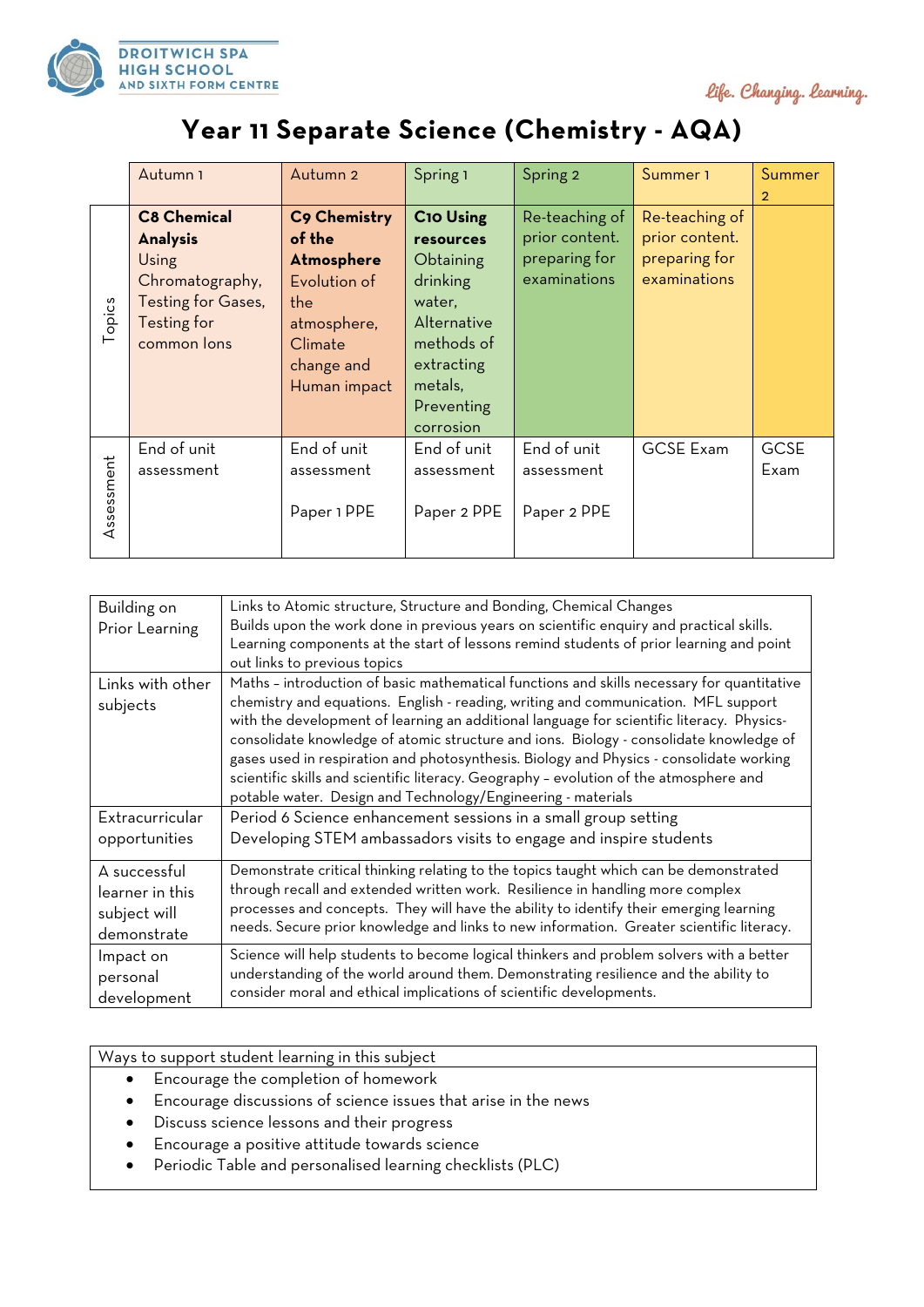DROITWICH SPA HIGH SCHOOL AND SIXTH FORM CENTRE

*Life. Changing. Learning.*

# Year 11 Separate Science (Chemistry - AQA)

| | Autumn 1 | Autumn 2 | Spring 1 | Spring 2 | Summer 1 | Summer 2 |
|---|---|---|---|---|---|---|
| Topics | **C8 Chemical Analysis** Using Chromatography, Testing for Gases, Testing for common Ions | **C9 Chemistry of the Atmosphere** Evolution of the atmosphere, Climate change and Human impact | **C10 Using resources** Obtaining drinking water, Alternative methods of extracting metals, Preventing corrosion | Re-teaching of prior content. preparing for examinations | Re-teaching of prior content. preparing for examinations | |
| Assessment | End of unit assessment | End of unit assessment<br><br>Paper 1 PPE | End of unit assessment<br><br>Paper 2 PPE | End of unit assessment<br><br>Paper 2 PPE | GCSE Exam | GCSE Exam |

| | |
|---|---|
| Building on Prior Learning | Links to Atomic structure, Structure and Bonding, Chemical Changes<br>Builds upon the work done in previous years on scientific enquiry and practical skills. Learning components at the start of lessons remind students of prior learning and point out links to previous topics |
| Links with other subjects | Maths – introduction of basic mathematical functions and skills necessary for quantitative chemistry and equations. English - reading, writing and communication. MFL support with the development of learning an additional language for scientific literacy. Physics-consolidate knowledge of atomic structure and ions. Biology - consolidate knowledge of gases used in respiration and photosynthesis. Biology and Physics - consolidate working scientific skills and scientific literacy. Geography – evolution of the atmosphere and potable water. Design and Technology/Engineering - materials |
| Extracurricular opportunities | Period 6 Science enhancement sessions in a small group setting<br>Developing STEM ambassadors visits to engage and inspire students |
| A successful learner in this subject will demonstrate | Demonstrate critical thinking relating to the topics taught which can be demonstrated through recall and extended written work. Resilience in handling more complex processes and concepts. They will have the ability to identify their emerging learning needs. Secure prior knowledge and links to new information. Greater scientific literacy. |
| Impact on personal development | Science will help students to become logical thinkers and problem solvers with a better understanding of the world around them. Demonstrating resilience and the ability to consider moral and ethical implications of scientific developments. |

Ways to support student learning in this subject

- Encourage the completion of homework
- Encourage discussions of science issues that arise in the news
- Discuss science lessons and their progress
- Encourage a positive attitude towards science
- Periodic Table and personalised learning checklists (PLC)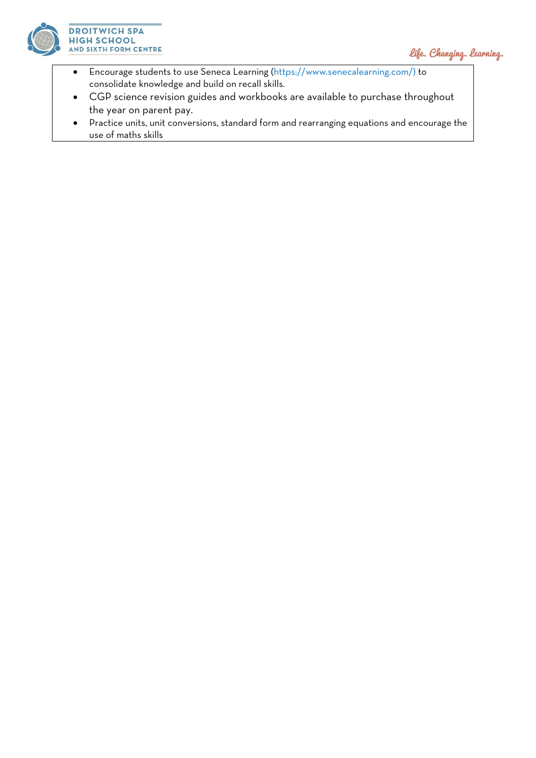- Encourage students to use Seneca Learning (https://www.senecalearning.com/) to consolidate knowledge and build on recall skills.
- CGP science revision guides and workbooks are available to purchase throughout the year on parent pay.
- Practice units, unit conversions, standard form and rearranging equations and encourage the use of maths skills